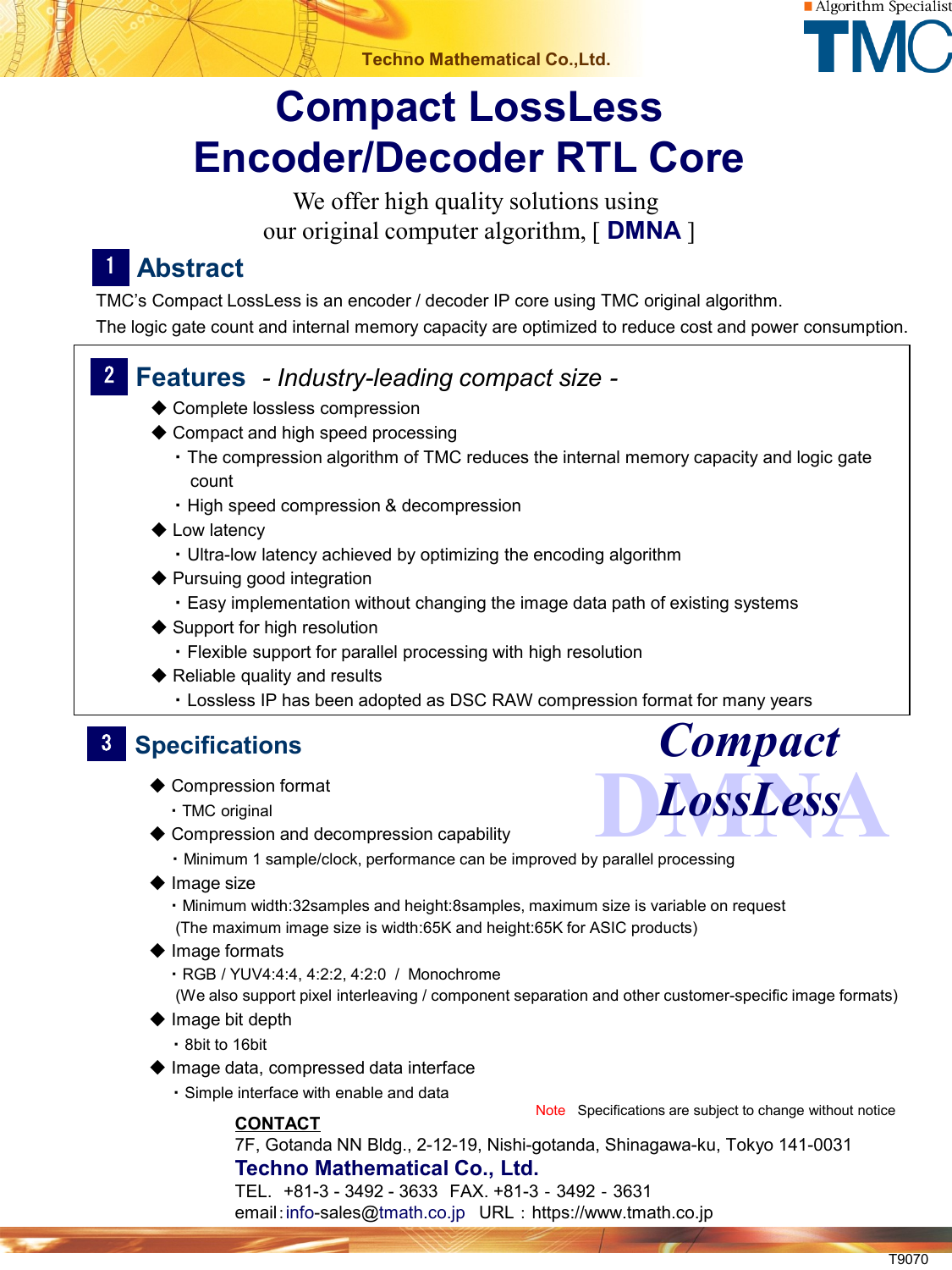Techno Mathematical Co.,Ltd.

Algorithm Specialist TMC

# Compact LossLess Encoder/Decoder RTL Core

We offer high quality solutions using
our original computer algorithm, [ **DMNA** ]

## 1 Abstract

TMC's Compact LossLess is an encoder / decoder IP core using TMC original algorithm.
The logic gate count and internal memory capacity are optimized to reduce cost and power consumption.

## 2 Features *- Industry-leading compact size -*

- Complete lossless compression
- Compact and high speed processing
  - The compression algorithm of TMC reduces the internal memory capacity and logic gate count
  - High speed compression & decompression
- Low latency
  - Ultra-low latency achieved by optimizing the encoding algorithm
- Pursuing good integration
  - Easy implementation without changing the image data path of existing systems
- Support for high resolution
  - Flexible support for parallel processing with high resolution
- Reliable quality and results
  - Lossless IP has been adopted as DSC RAW compression format for many years

## 3 Specifications

*Compact LossLess* DMNA

- Compression format
  - TMC original
- Compression and decompression capability
  - Minimum 1 sample/clock, performance can be improved by parallel processing
- Image size
  - Minimum width:32samples and height:8samples, maximum size is variable on request
  
  (The maximum image size is width:65K and height:65K for ASIC products)
- Image formats
  - RGB / YUV4:4:4, 4:2:2, 4:2:0 / Monochrome
  
  (We also support pixel interleaving / component separation and other customer-specific image formats)
- Image bit depth
  - 8bit to 16bit
- Image data, compressed data interface
  - Simple interface with enable and data

Note Specifications are subject to change without notice

**CONTACT**

7F, Gotanda NN Bldg., 2-12-19, Nishi-gotanda, Shinagawa-ku, Tokyo 141-0031

**Techno Mathematical Co., Ltd.**

TEL. +81-3 - 3492 - 3633 FAX. +81-3 - 3492 - 3631

email：info-sales@tmath.co.jp URL：https://www.tmath.co.jp

T9070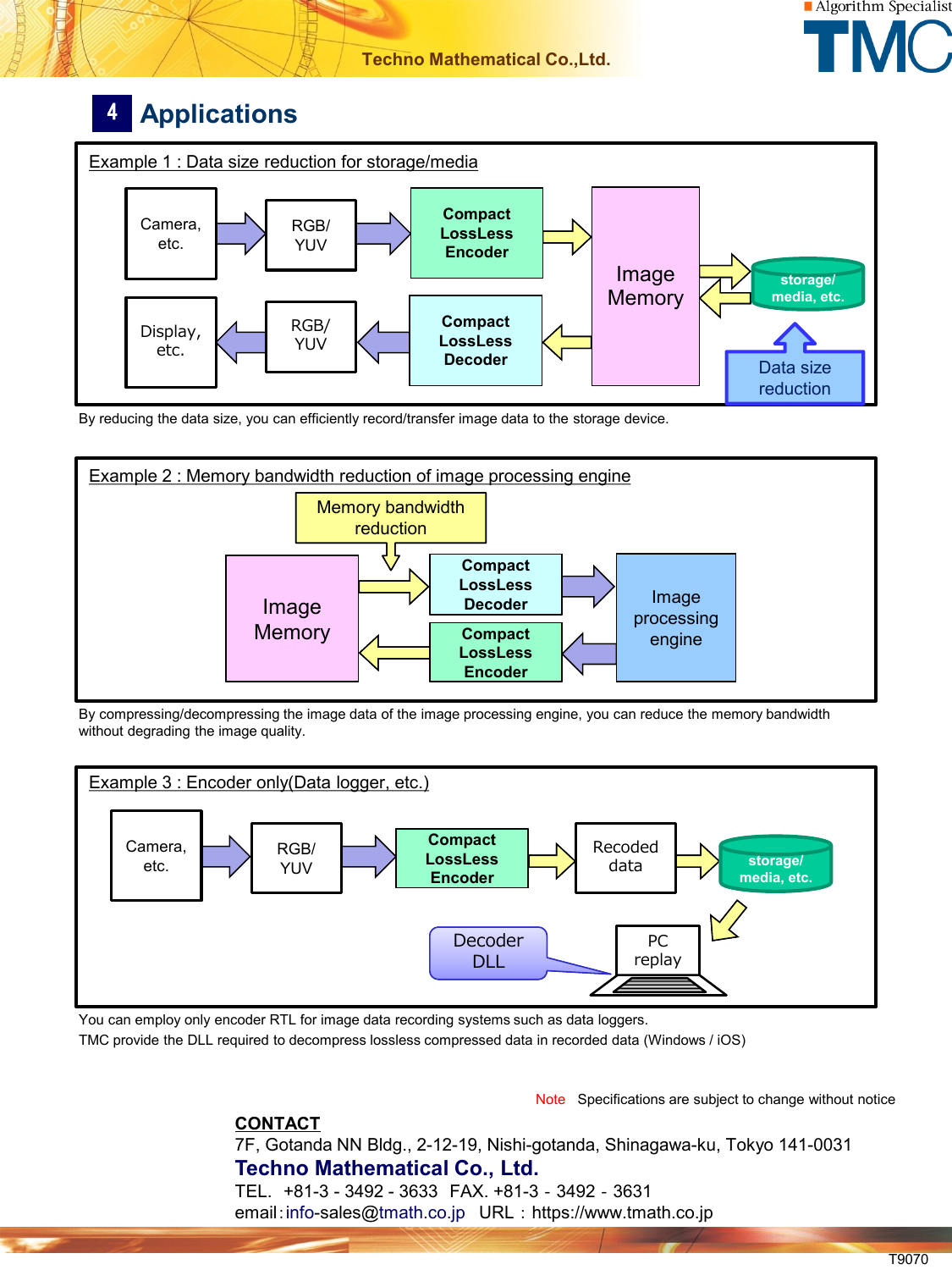## 4 Applications

Example 1 : Data size reduction for storage/media

Camera, etc.
RGB/ YUV
Compact LossLess Encoder
Image Memory
storage/ media, etc.
Data size reduction
Display, etc.
RGB/ YUV
Compact LossLess Decoder

By reducing the data size, you can efficiently record/transfer image data to the storage device.

Example 2 : Memory bandwidth reduction of image processing engine

Memory bandwidth reduction
Image Memory
Compact LossLess Decoder
Compact LossLess Encoder
Image processing engine

By compressing/decompressing the image data of the image processing engine, you can reduce the memory bandwidth without degrading the image quality.

Example 3 : Encoder only(Data logger, etc.)

Camera, etc.
RGB/ YUV
Compact LossLess Encoder
Recoded data
storage/ media, etc.
Decoder DLL
PC replay

You can employ only encoder RTL for image data recording systems such as data loggers.
TMC provide the DLL required to decompress lossless compressed data in recorded data (Windows / iOS)

Note Specifications are subject to change without notice

**CONTACT**
7F, Gotanda NN Bldg., 2-12-19, Nishi-gotanda, Shinagawa-ku, Tokyo 141-0031
**Techno Mathematical Co., Ltd.**
TEL. +81-3 - 3492 - 3633 FAX. +81-3 - 3492 - 3631
email：info-sales@tmath.co.jp URL：https://www.tmath.co.jp

T9070